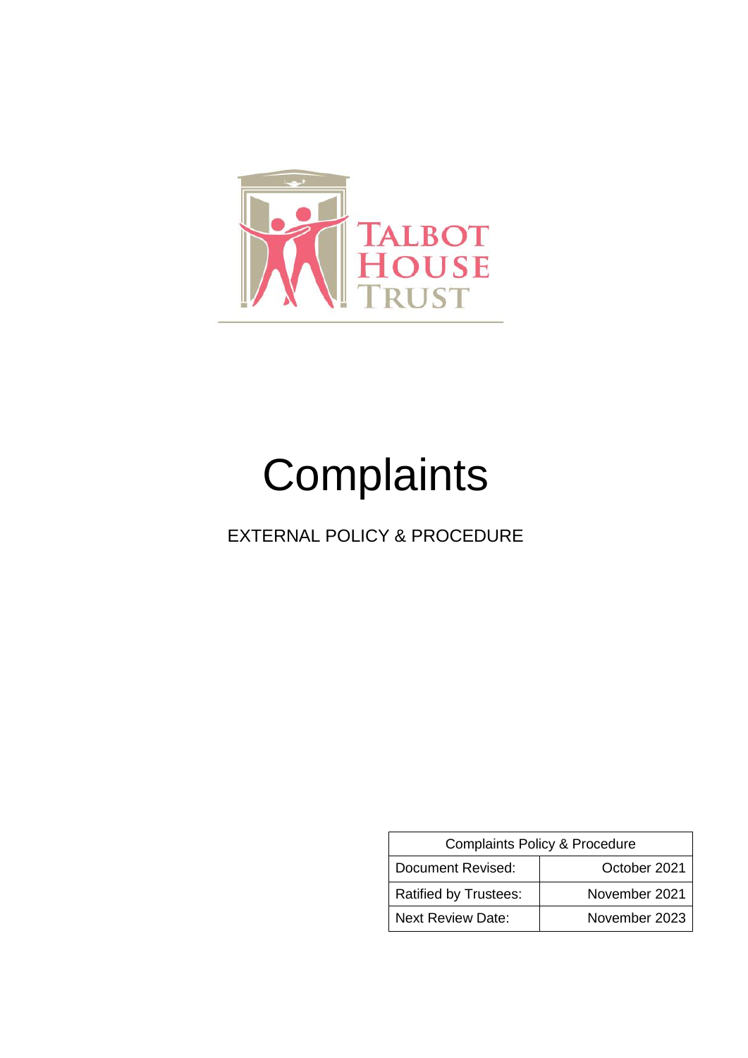TALBOT HOUSE TRUST

# Complaints

EXTERNAL POLICY & PROCEDURE

| Complaints Policy & Procedure | |
|---|---|
| Document Revised: | October 2021 |
| Ratified by Trustees: | November 2021 |
| Next Review Date: | November 2023 |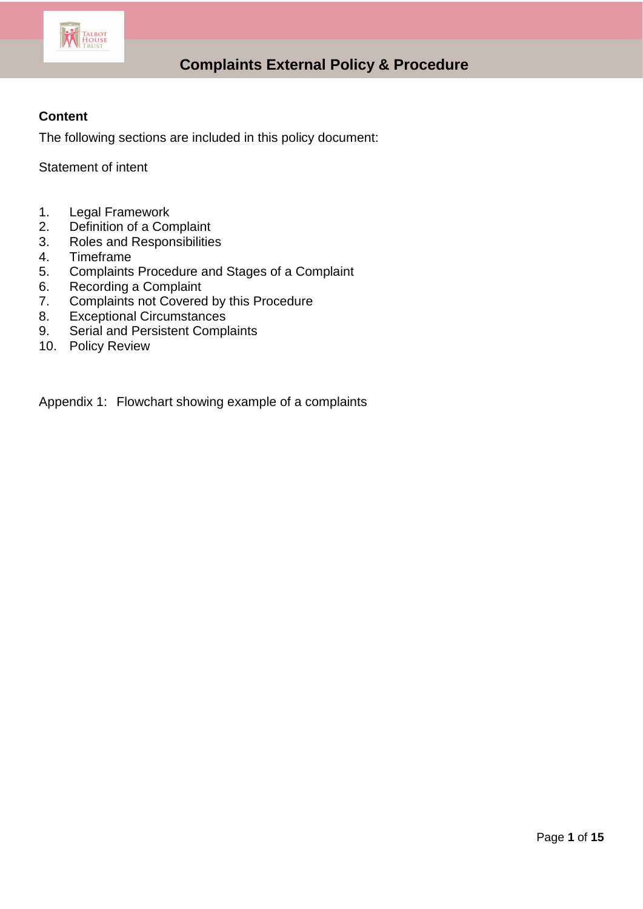# Complaints External Policy & Procedure

**Content**

The following sections are included in this policy document:

Statement of intent

1. Legal Framework
2. Definition of a Complaint
3. Roles and Responsibilities
4. Timeframe
5. Complaints Procedure and Stages of a Complaint
6. Recording a Complaint
7. Complaints not Covered by this Procedure
8. Exceptional Circumstances
9. Serial and Persistent Complaints
10. Policy Review

Appendix 1: Flowchart showing example of a complaints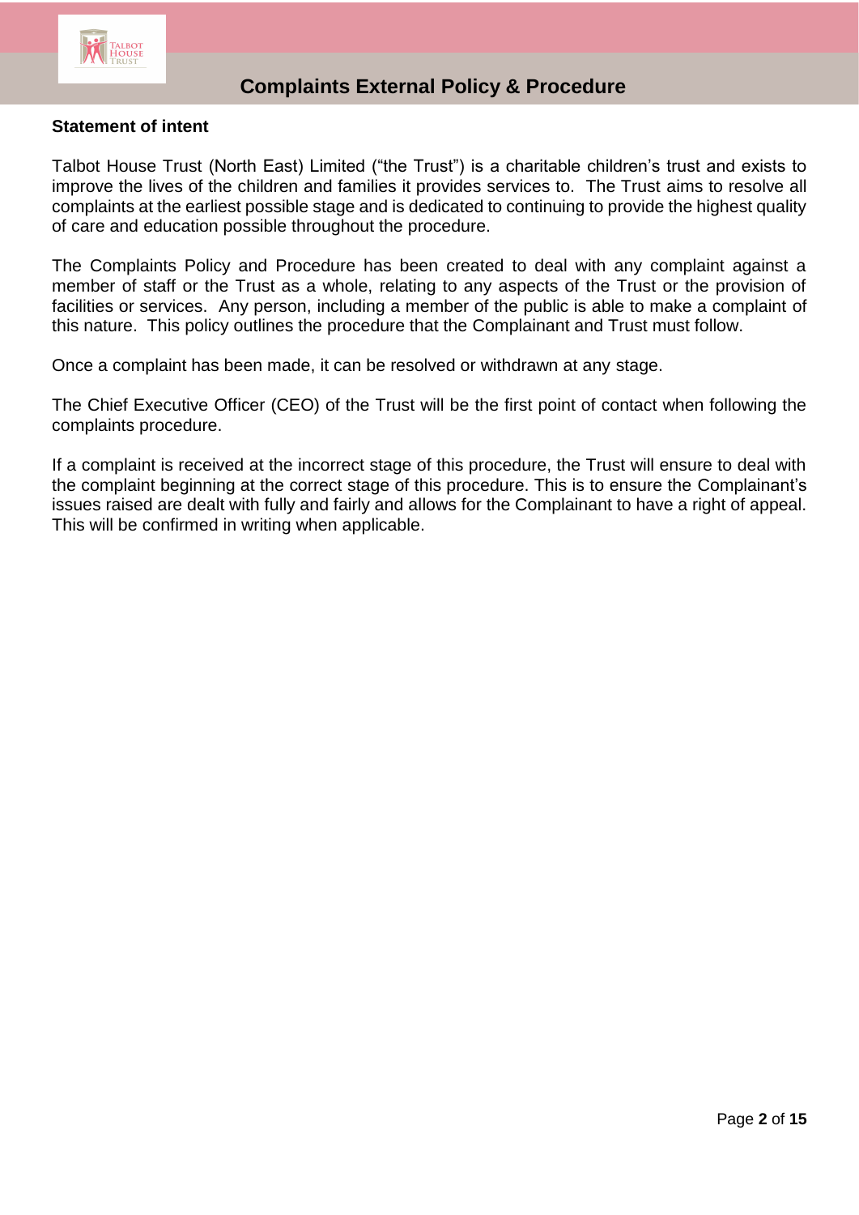## Statement of intent

Talbot House Trust (North East) Limited ("the Trust") is a charitable children's trust and exists to improve the lives of the children and families it provides services to. The Trust aims to resolve all complaints at the earliest possible stage and is dedicated to continuing to provide the highest quality of care and education possible throughout the procedure.

The Complaints Policy and Procedure has been created to deal with any complaint against a member of staff or the Trust as a whole, relating to any aspects of the Trust or the provision of facilities or services. Any person, including a member of the public is able to make a complaint of this nature. This policy outlines the procedure that the Complainant and Trust must follow.

Once a complaint has been made, it can be resolved or withdrawn at any stage.

The Chief Executive Officer (CEO) of the Trust will be the first point of contact when following the complaints procedure.

If a complaint is received at the incorrect stage of this procedure, the Trust will ensure to deal with the complaint beginning at the correct stage of this procedure. This is to ensure the Complainant's issues raised are dealt with fully and fairly and allows for the Complainant to have a right of appeal. This will be confirmed in writing when applicable.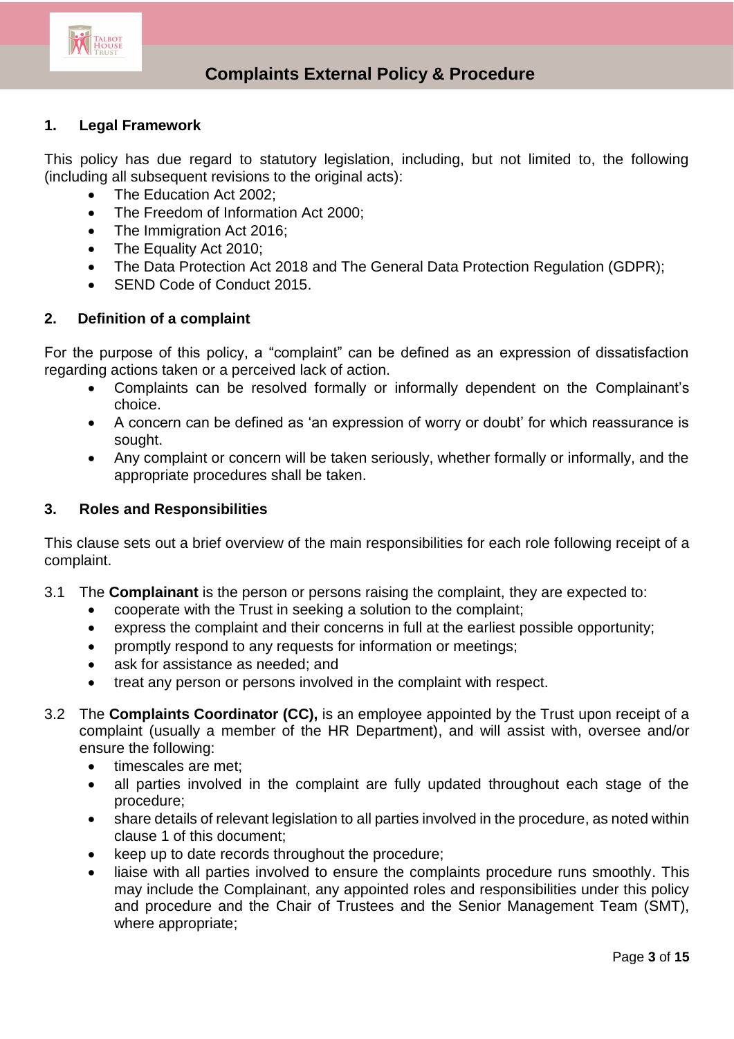## 1. Legal Framework

This policy has due regard to statutory legislation, including, but not limited to, the following (including all subsequent revisions to the original acts):

- The Education Act 2002;
- The Freedom of Information Act 2000;
- The Immigration Act 2016;
- The Equality Act 2010;
- The Data Protection Act 2018 and The General Data Protection Regulation (GDPR);
- SEND Code of Conduct 2015.

## 2. Definition of a complaint

For the purpose of this policy, a "complaint" can be defined as an expression of dissatisfaction regarding actions taken or a perceived lack of action.

- Complaints can be resolved formally or informally dependent on the Complainant's choice.
- A concern can be defined as 'an expression of worry or doubt' for which reassurance is sought.
- Any complaint or concern will be taken seriously, whether formally or informally, and the appropriate procedures shall be taken.

## 3. Roles and Responsibilities

This clause sets out a brief overview of the main responsibilities for each role following receipt of a complaint.

3.1 The **Complainant** is the person or persons raising the complaint, they are expected to:

- cooperate with the Trust in seeking a solution to the complaint;
- express the complaint and their concerns in full at the earliest possible opportunity;
- promptly respond to any requests for information or meetings;
- ask for assistance as needed; and
- treat any person or persons involved in the complaint with respect.

3.2 The **Complaints Coordinator (CC),** is an employee appointed by the Trust upon receipt of a complaint (usually a member of the HR Department), and will assist with, oversee and/or ensure the following:

- timescales are met;
- all parties involved in the complaint are fully updated throughout each stage of the procedure;
- share details of relevant legislation to all parties involved in the procedure, as noted within clause 1 of this document;
- keep up to date records throughout the procedure;
- liaise with all parties involved to ensure the complaints procedure runs smoothly. This may include the Complainant, any appointed roles and responsibilities under this policy and procedure and the Chair of Trustees and the Senior Management Team (SMT), where appropriate;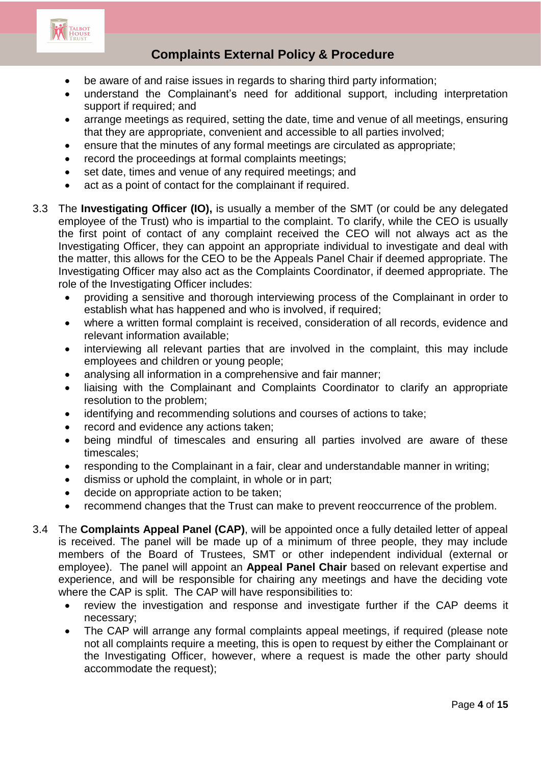- be aware of and raise issues in regards to sharing third party information;
- understand the Complainant's need for additional support, including interpretation support if required; and
- arrange meetings as required, setting the date, time and venue of all meetings, ensuring that they are appropriate, convenient and accessible to all parties involved;
- ensure that the minutes of any formal meetings are circulated as appropriate;
- record the proceedings at formal complaints meetings;
- set date, times and venue of any required meetings; and
- act as a point of contact for the complainant if required.

3.3 The **Investigating Officer (IO),** is usually a member of the SMT (or could be any delegated employee of the Trust) who is impartial to the complaint. To clarify, while the CEO is usually the first point of contact of any complaint received the CEO will not always act as the Investigating Officer, they can appoint an appropriate individual to investigate and deal with the matter, this allows for the CEO to be the Appeals Panel Chair if deemed appropriate. The Investigating Officer may also act as the Complaints Coordinator, if deemed appropriate. The role of the Investigating Officer includes:

- providing a sensitive and thorough interviewing process of the Complainant in order to establish what has happened and who is involved, if required;
- where a written formal complaint is received, consideration of all records, evidence and relevant information available;
- interviewing all relevant parties that are involved in the complaint, this may include employees and children or young people;
- analysing all information in a comprehensive and fair manner;
- liaising with the Complainant and Complaints Coordinator to clarify an appropriate resolution to the problem;
- identifying and recommending solutions and courses of actions to take;
- record and evidence any actions taken;
- being mindful of timescales and ensuring all parties involved are aware of these timescales;
- responding to the Complainant in a fair, clear and understandable manner in writing;
- dismiss or uphold the complaint, in whole or in part;
- decide on appropriate action to be taken;
- recommend changes that the Trust can make to prevent reoccurrence of the problem.

3.4 The **Complaints Appeal Panel (CAP)**, will be appointed once a fully detailed letter of appeal is received. The panel will be made up of a minimum of three people, they may include members of the Board of Trustees, SMT or other independent individual (external or employee). The panel will appoint an **Appeal Panel Chair** based on relevant expertise and experience, and will be responsible for chairing any meetings and have the deciding vote where the CAP is split. The CAP will have responsibilities to:

- review the investigation and response and investigate further if the CAP deems it necessary;
- The CAP will arrange any formal complaints appeal meetings, if required (please note not all complaints require a meeting, this is open to request by either the Complainant or the Investigating Officer, however, where a request is made the other party should accommodate the request);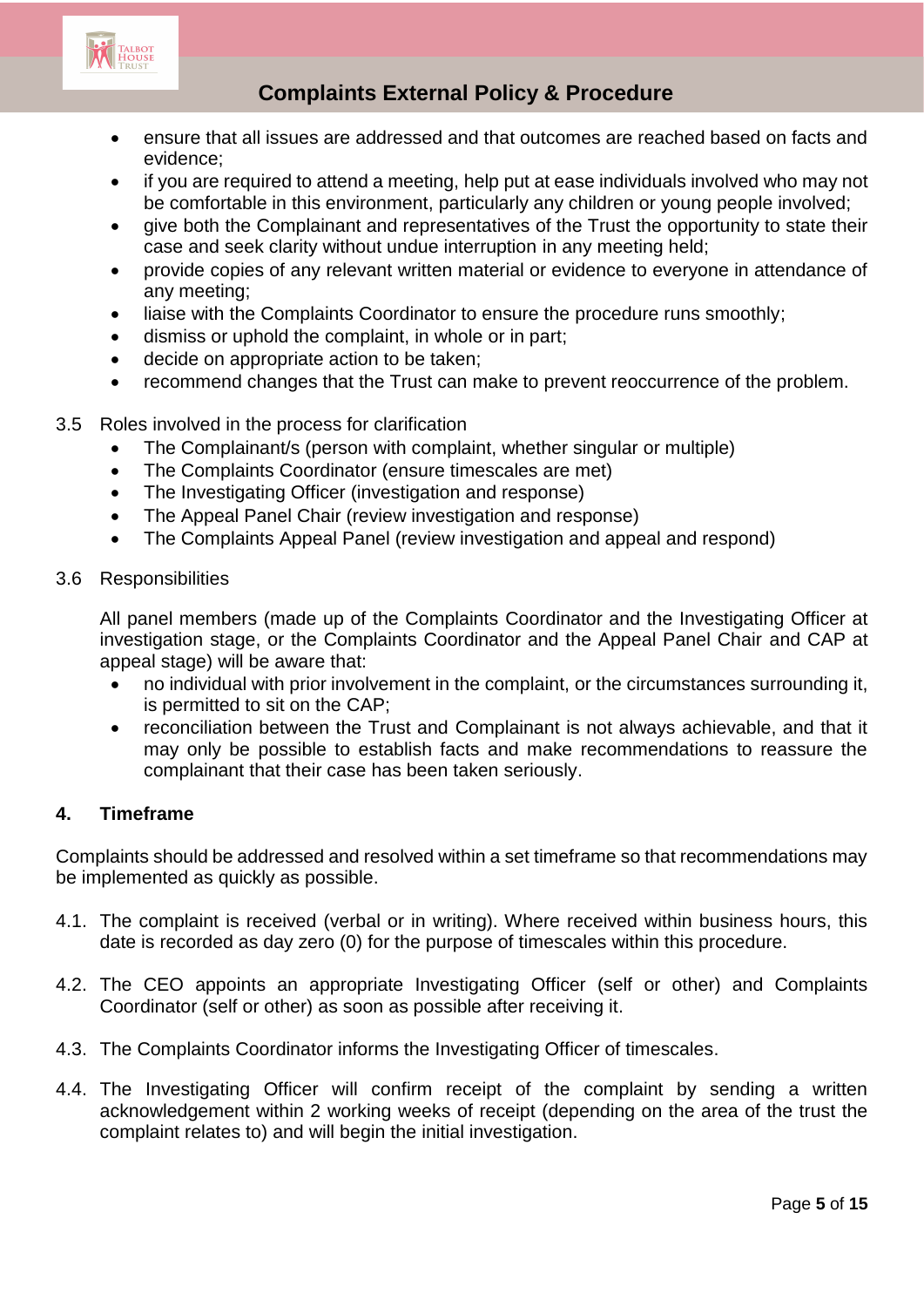- ensure that all issues are addressed and that outcomes are reached based on facts and evidence;
- if you are required to attend a meeting, help put at ease individuals involved who may not be comfortable in this environment, particularly any children or young people involved;
- give both the Complainant and representatives of the Trust the opportunity to state their case and seek clarity without undue interruption in any meeting held;
- provide copies of any relevant written material or evidence to everyone in attendance of any meeting;
- liaise with the Complaints Coordinator to ensure the procedure runs smoothly;
- dismiss or uphold the complaint, in whole or in part;
- decide on appropriate action to be taken;
- recommend changes that the Trust can make to prevent reoccurrence of the problem.

3.5 Roles involved in the process for clarification

- The Complainant/s (person with complaint, whether singular or multiple)
- The Complaints Coordinator (ensure timescales are met)
- The Investigating Officer (investigation and response)
- The Appeal Panel Chair (review investigation and response)
- The Complaints Appeal Panel (review investigation and appeal and respond)

3.6 Responsibilities

All panel members (made up of the Complaints Coordinator and the Investigating Officer at investigation stage, or the Complaints Coordinator and the Appeal Panel Chair and CAP at appeal stage) will be aware that:

- no individual with prior involvement in the complaint, or the circumstances surrounding it, is permitted to sit on the CAP;
- reconciliation between the Trust and Complainant is not always achievable, and that it may only be possible to establish facts and make recommendations to reassure the complainant that their case has been taken seriously.

## 4. Timeframe

Complaints should be addressed and resolved within a set timeframe so that recommendations may be implemented as quickly as possible.

4.1. The complaint is received (verbal or in writing). Where received within business hours, this date is recorded as day zero (0) for the purpose of timescales within this procedure.

4.2. The CEO appoints an appropriate Investigating Officer (self or other) and Complaints Coordinator (self or other) as soon as possible after receiving it.

4.3. The Complaints Coordinator informs the Investigating Officer of timescales.

4.4. The Investigating Officer will confirm receipt of the complaint by sending a written acknowledgement within 2 working weeks of receipt (depending on the area of the trust the complaint relates to) and will begin the initial investigation.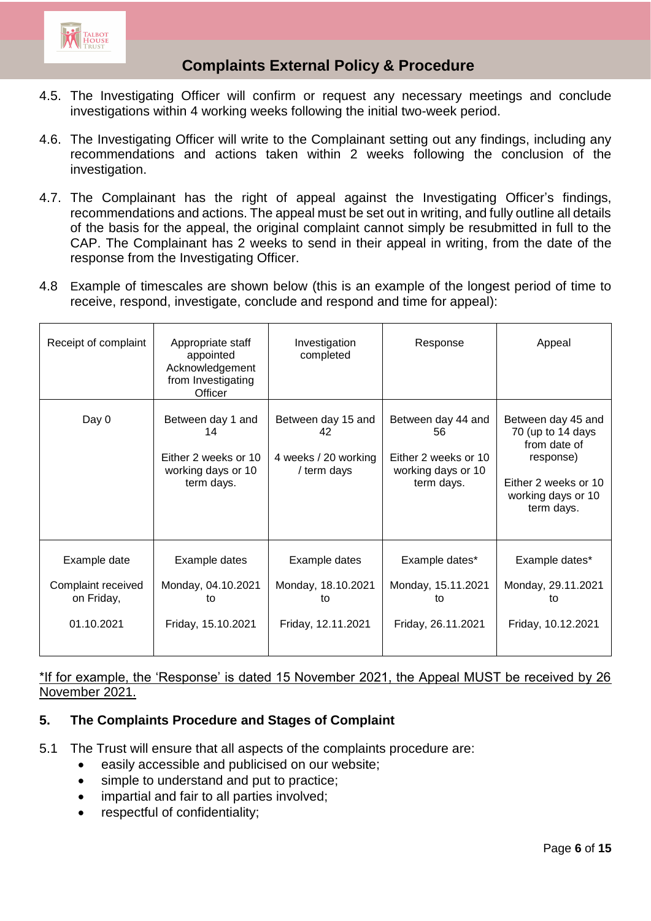4.5. The Investigating Officer will confirm or request any necessary meetings and conclude investigations within 4 working weeks following the initial two-week period.

4.6. The Investigating Officer will write to the Complainant setting out any findings, including any recommendations and actions taken within 2 weeks following the conclusion of the investigation.

4.7. The Complainant has the right of appeal against the Investigating Officer's findings, recommendations and actions. The appeal must be set out in writing, and fully outline all details of the basis for the appeal, the original complaint cannot simply be resubmitted in full to the CAP. The Complainant has 2 weeks to send in their appeal in writing, from the date of the response from the Investigating Officer.

4.8 Example of timescales are shown below (this is an example of the longest period of time to receive, respond, investigate, conclude and respond and time for appeal):

| Receipt of complaint | Appropriate staff appointed Acknowledgement from Investigating Officer | Investigation completed | Response | Appeal |
|---|---|---|---|---|
| Day 0 | Between day 1 and 14<br><br>Either 2 weeks or 10 working days or 10 term days. | Between day 15 and 42<br><br>4 weeks / 20 working / term days | Between day 44 and 56<br><br>Either 2 weeks or 10 working days or 10 term days. | Between day 45 and 70 (up to 14 days from date of response)<br><br>Either 2 weeks or 10 working days or 10 term days. |
| Example date<br><br>Complaint received on Friday,<br><br>01.10.2021 | Example dates<br><br>Monday, 04.10.2021 to<br><br>Friday, 15.10.2021 | Example dates<br><br>Monday, 18.10.2021 to<br><br>Friday, 12.11.2021 | Example dates*<br><br>Monday, 15.11.2021 to<br><br>Friday, 26.11.2021 | Example dates*<br><br>Monday, 29.11.2021 to<br><br>Friday, 10.12.2021 |

<u>*If for example, the 'Response' is dated 15 November 2021, the Appeal MUST be received by 26 November 2021.</u>

## 5. The Complaints Procedure and Stages of Complaint

5.1 The Trust will ensure that all aspects of the complaints procedure are:

- easily accessible and publicised on our website;
- simple to understand and put to practice;
- impartial and fair to all parties involved;
- respectful of confidentiality;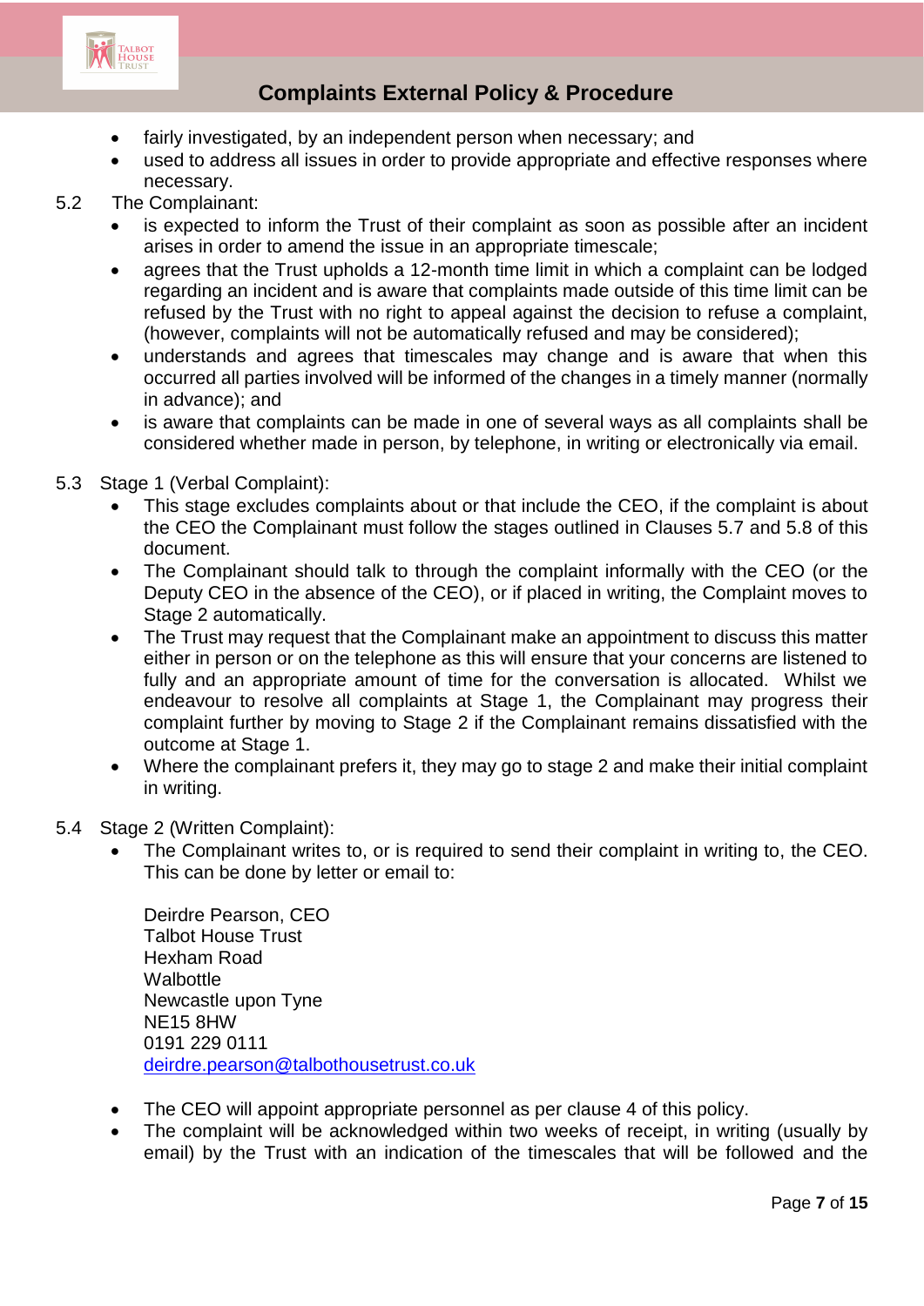- fairly investigated, by an independent person when necessary; and
- used to address all issues in order to provide appropriate and effective responses where necessary.

5.2 The Complainant:

- is expected to inform the Trust of their complaint as soon as possible after an incident arises in order to amend the issue in an appropriate timescale;
- agrees that the Trust upholds a 12-month time limit in which a complaint can be lodged regarding an incident and is aware that complaints made outside of this time limit can be refused by the Trust with no right to appeal against the decision to refuse a complaint, (however, complaints will not be automatically refused and may be considered);
- understands and agrees that timescales may change and is aware that when this occurred all parties involved will be informed of the changes in a timely manner (normally in advance); and
- is aware that complaints can be made in one of several ways as all complaints shall be considered whether made in person, by telephone, in writing or electronically via email.

5.3 Stage 1 (Verbal Complaint):

- This stage excludes complaints about or that include the CEO, if the complaint is about the CEO the Complainant must follow the stages outlined in Clauses 5.7 and 5.8 of this document.
- The Complainant should talk to through the complaint informally with the CEO (or the Deputy CEO in the absence of the CEO), or if placed in writing, the Complaint moves to Stage 2 automatically.
- The Trust may request that the Complainant make an appointment to discuss this matter either in person or on the telephone as this will ensure that your concerns are listened to fully and an appropriate amount of time for the conversation is allocated. Whilst we endeavour to resolve all complaints at Stage 1, the Complainant may progress their complaint further by moving to Stage 2 if the Complainant remains dissatisfied with the outcome at Stage 1.
- Where the complainant prefers it, they may go to stage 2 and make their initial complaint in writing.

5.4 Stage 2 (Written Complaint):

- The Complainant writes to, or is required to send their complaint in writing to, the CEO. This can be done by letter or email to:

  Deirdre Pearson, CEO
  Talbot House Trust
  Hexham Road
  Walbottle
  Newcastle upon Tyne
  NE15 8HW
  0191 229 0111
  deirdre.pearson@talbothousetrust.co.uk

- The CEO will appoint appropriate personnel as per clause 4 of this policy.
- The complaint will be acknowledged within two weeks of receipt, in writing (usually by email) by the Trust with an indication of the timescales that will be followed and the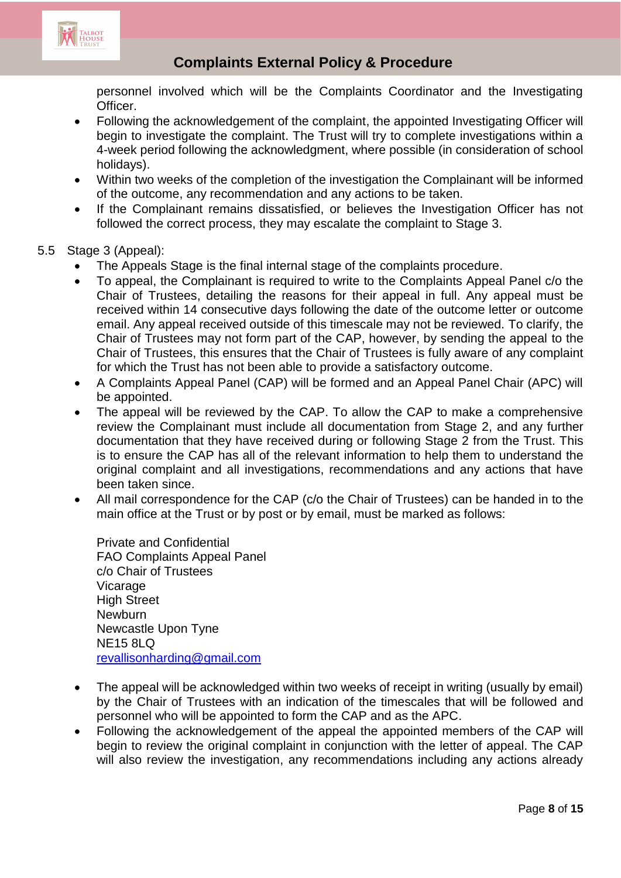personnel involved which will be the Complaints Coordinator and the Investigating Officer.

- Following the acknowledgement of the complaint, the appointed Investigating Officer will begin to investigate the complaint. The Trust will try to complete investigations within a 4-week period following the acknowledgment, where possible (in consideration of school holidays).
- Within two weeks of the completion of the investigation the Complainant will be informed of the outcome, any recommendation and any actions to be taken.
- If the Complainant remains dissatisfied, or believes the Investigation Officer has not followed the correct process, they may escalate the complaint to Stage 3.

5.5 Stage 3 (Appeal):

- The Appeals Stage is the final internal stage of the complaints procedure.
- To appeal, the Complainant is required to write to the Complaints Appeal Panel c/o the Chair of Trustees, detailing the reasons for their appeal in full. Any appeal must be received within 14 consecutive days following the date of the outcome letter or outcome email. Any appeal received outside of this timescale may not be reviewed. To clarify, the Chair of Trustees may not form part of the CAP, however, by sending the appeal to the Chair of Trustees, this ensures that the Chair of Trustees is fully aware of any complaint for which the Trust has not been able to provide a satisfactory outcome.
- A Complaints Appeal Panel (CAP) will be formed and an Appeal Panel Chair (APC) will be appointed.
- The appeal will be reviewed by the CAP. To allow the CAP to make a comprehensive review the Complainant must include all documentation from Stage 2, and any further documentation that they have received during or following Stage 2 from the Trust. This is to ensure the CAP has all of the relevant information to help them to understand the original complaint and all investigations, recommendations and any actions that have been taken since.
- All mail correspondence for the CAP (c/o the Chair of Trustees) can be handed in to the main office at the Trust or by post or by email, must be marked as follows:

  Private and Confidential
  FAO Complaints Appeal Panel
  c/o Chair of Trustees
  Vicarage
  High Street
  Newburn
  Newcastle Upon Tyne
  NE15 8LQ
  revallisonharding@gmail.com

- The appeal will be acknowledged within two weeks of receipt in writing (usually by email) by the Chair of Trustees with an indication of the timescales that will be followed and personnel who will be appointed to form the CAP and as the APC.
- Following the acknowledgement of the appeal the appointed members of the CAP will begin to review the original complaint in conjunction with the letter of appeal. The CAP will also review the investigation, any recommendations including any actions already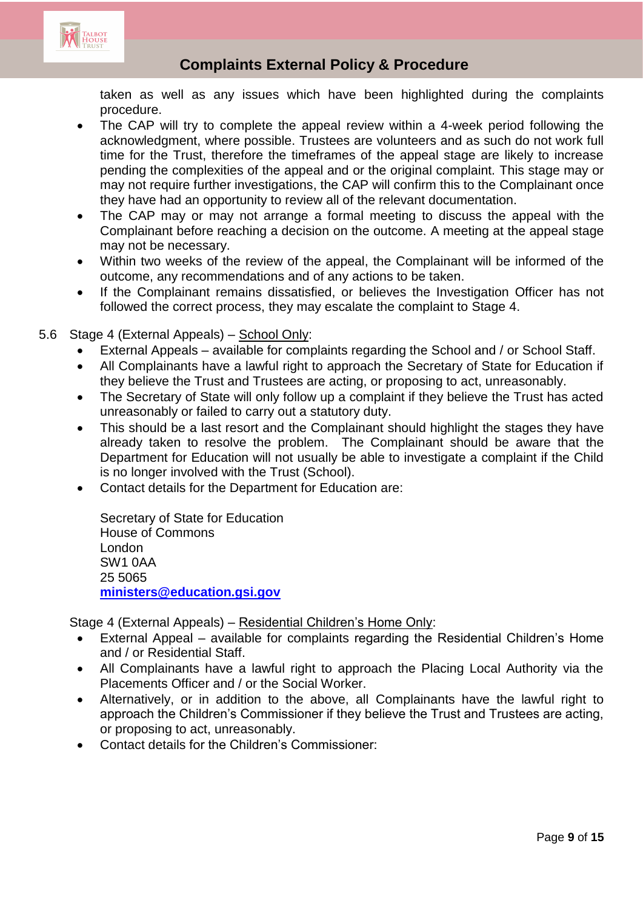taken as well as any issues which have been highlighted during the complaints procedure.

- The CAP will try to complete the appeal review within a 4-week period following the acknowledgment, where possible. Trustees are volunteers and as such do not work full time for the Trust, therefore the timeframes of the appeal stage are likely to increase pending the complexities of the appeal and or the original complaint. This stage may or may not require further investigations, the CAP will confirm this to the Complainant once they have had an opportunity to review all of the relevant documentation.
- The CAP may or may not arrange a formal meeting to discuss the appeal with the Complainant before reaching a decision on the outcome. A meeting at the appeal stage may not be necessary.
- Within two weeks of the review of the appeal, the Complainant will be informed of the outcome, any recommendations and of any actions to be taken.
- If the Complainant remains dissatisfied, or believes the Investigation Officer has not followed the correct process, they may escalate the complaint to Stage 4.

5.6 Stage 4 (External Appeals) – <u>School Only</u>:

- External Appeals – available for complaints regarding the School and / or School Staff.
- All Complainants have a lawful right to approach the Secretary of State for Education if they believe the Trust and Trustees are acting, or proposing to act, unreasonably.
- The Secretary of State will only follow up a complaint if they believe the Trust has acted unreasonably or failed to carry out a statutory duty.
- This should be a last resort and the Complainant should highlight the stages they have already taken to resolve the problem. The Complainant should be aware that the Department for Education will not usually be able to investigate a complaint if the Child is no longer involved with the Trust (School).
- Contact details for the Department for Education are:

  Secretary of State for Education
  House of Commons
  London
  SW1 0AA
  25 5065
  **ministers@education.gsi.gov**

Stage 4 (External Appeals) – <u>Residential Children's Home Only</u>:

- External Appeal – available for complaints regarding the Residential Children's Home and / or Residential Staff.
- All Complainants have a lawful right to approach the Placing Local Authority via the Placements Officer and / or the Social Worker.
- Alternatively, or in addition to the above, all Complainants have the lawful right to approach the Children's Commissioner if they believe the Trust and Trustees are acting, or proposing to act, unreasonably.
- Contact details for the Children's Commissioner: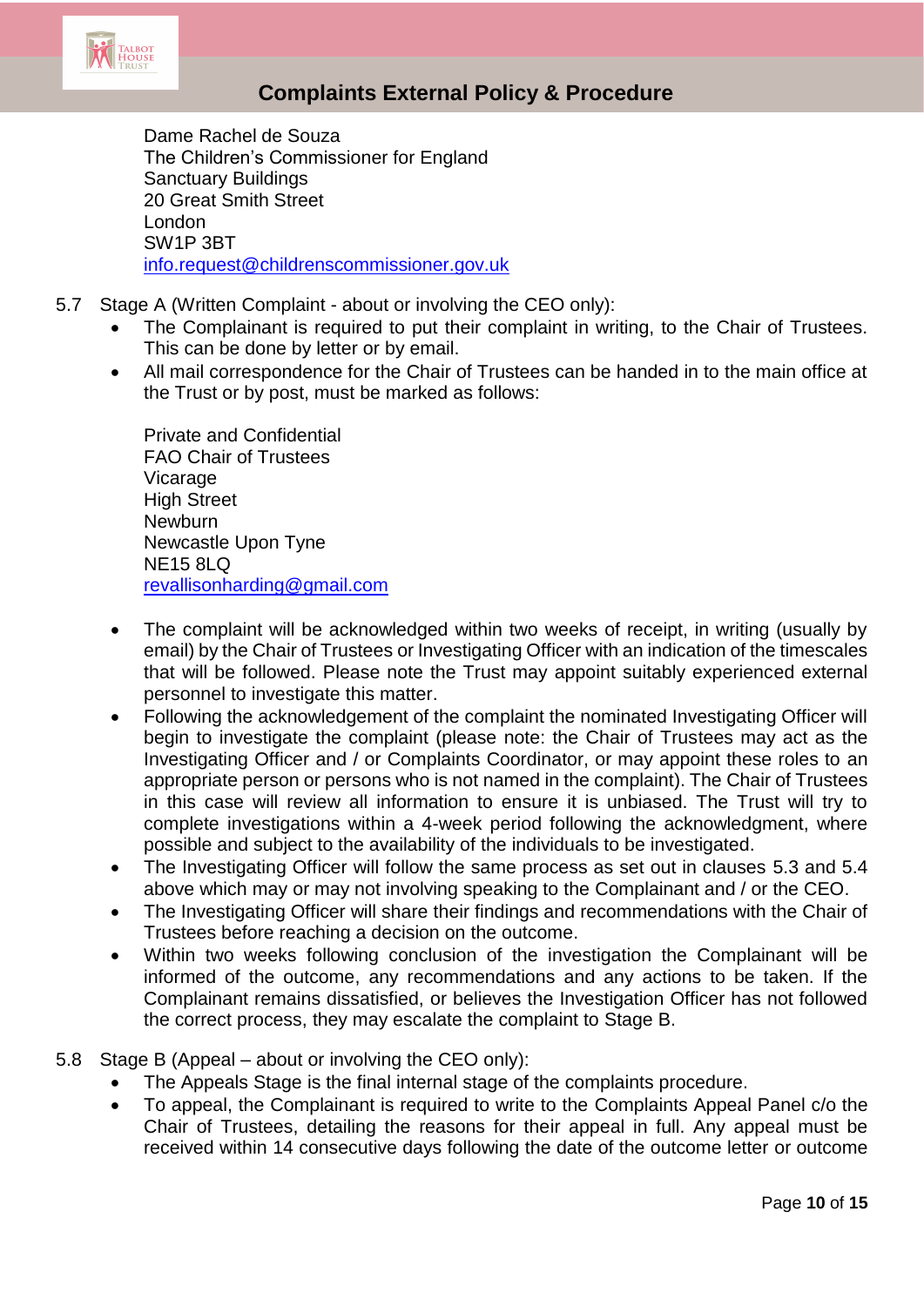Dame Rachel de Souza
The Children's Commissioner for England
Sanctuary Buildings
20 Great Smith Street
London
SW1P 3BT
info.request@childrenscommissioner.gov.uk

5.7 Stage A (Written Complaint - about or involving the CEO only):

- The Complainant is required to put their complaint in writing, to the Chair of Trustees. This can be done by letter or by email.
- All mail correspondence for the Chair of Trustees can be handed in to the main office at the Trust or by post, must be marked as follows:

  Private and Confidential
  FAO Chair of Trustees
  Vicarage
  High Street
  Newburn
  Newcastle Upon Tyne
  NE15 8LQ
  revallisonharding@gmail.com

- The complaint will be acknowledged within two weeks of receipt, in writing (usually by email) by the Chair of Trustees or Investigating Officer with an indication of the timescales that will be followed. Please note the Trust may appoint suitably experienced external personnel to investigate this matter.
- Following the acknowledgement of the complaint the nominated Investigating Officer will begin to investigate the complaint (please note: the Chair of Trustees may act as the Investigating Officer and / or Complaints Coordinator, or may appoint these roles to an appropriate person or persons who is not named in the complaint). The Chair of Trustees in this case will review all information to ensure it is unbiased. The Trust will try to complete investigations within a 4-week period following the acknowledgment, where possible and subject to the availability of the individuals to be investigated.
- The Investigating Officer will follow the same process as set out in clauses 5.3 and 5.4 above which may or may not involving speaking to the Complainant and / or the CEO.
- The Investigating Officer will share their findings and recommendations with the Chair of Trustees before reaching a decision on the outcome.
- Within two weeks following conclusion of the investigation the Complainant will be informed of the outcome, any recommendations and any actions to be taken. If the Complainant remains dissatisfied, or believes the Investigation Officer has not followed the correct process, they may escalate the complaint to Stage B.

5.8 Stage B (Appeal – about or involving the CEO only):

- The Appeals Stage is the final internal stage of the complaints procedure.
- To appeal, the Complainant is required to write to the Complaints Appeal Panel c/o the Chair of Trustees, detailing the reasons for their appeal in full. Any appeal must be received within 14 consecutive days following the date of the outcome letter or outcome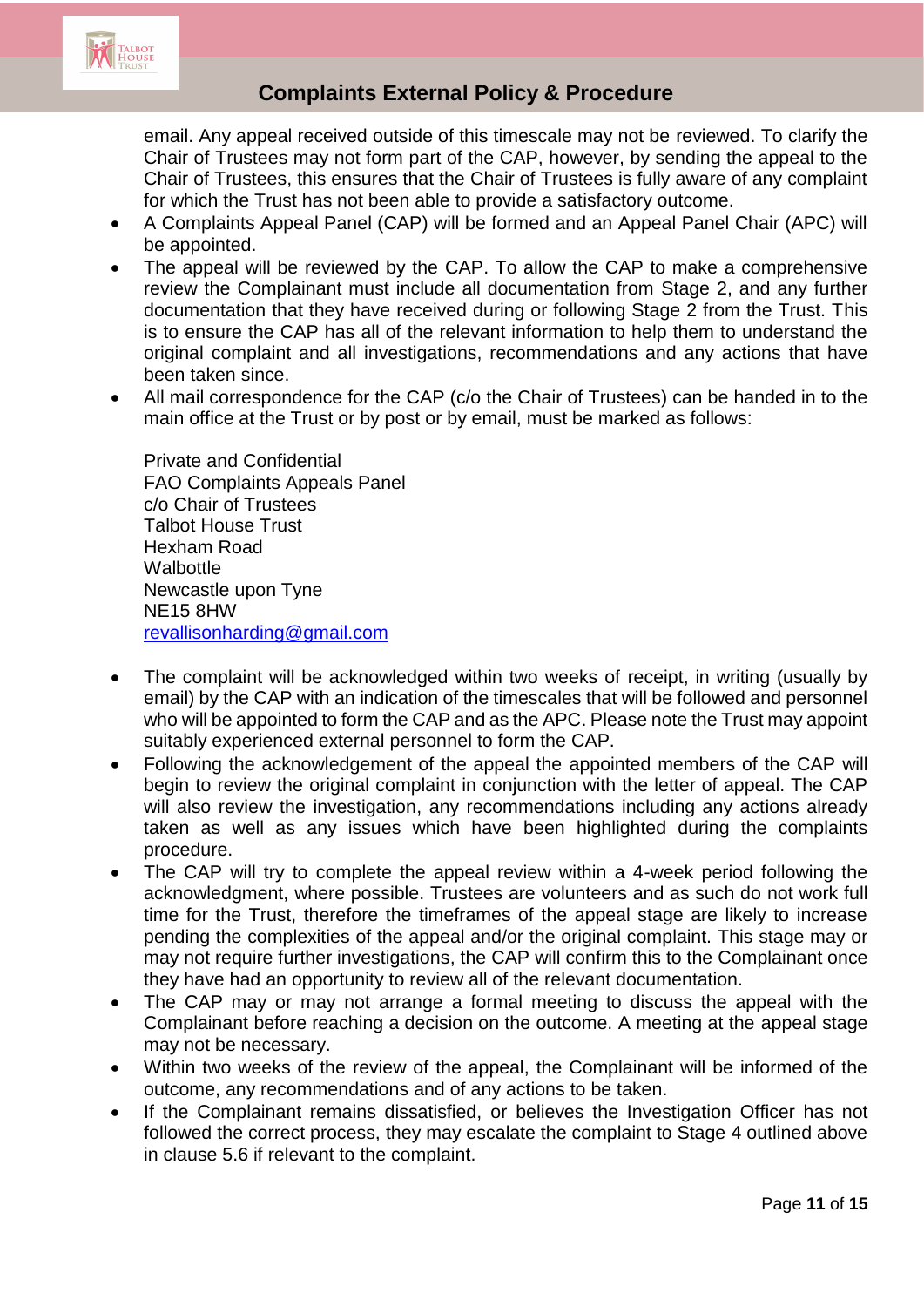email. Any appeal received outside of this timescale may not be reviewed. To clarify the Chair of Trustees may not form part of the CAP, however, by sending the appeal to the Chair of Trustees, this ensures that the Chair of Trustees is fully aware of any complaint for which the Trust has not been able to provide a satisfactory outcome.

- A Complaints Appeal Panel (CAP) will be formed and an Appeal Panel Chair (APC) will be appointed.
- The appeal will be reviewed by the CAP. To allow the CAP to make a comprehensive review the Complainant must include all documentation from Stage 2, and any further documentation that they have received during or following Stage 2 from the Trust. This is to ensure the CAP has all of the relevant information to help them to understand the original complaint and all investigations, recommendations and any actions that have been taken since.
- All mail correspondence for the CAP (c/o the Chair of Trustees) can be handed in to the main office at the Trust or by post or by email, must be marked as follows:

  Private and Confidential
  FAO Complaints Appeals Panel
  c/o Chair of Trustees
  Talbot House Trust
  Hexham Road
  Walbottle
  Newcastle upon Tyne
  NE15 8HW
  revallisonharding@gmail.com

- The complaint will be acknowledged within two weeks of receipt, in writing (usually by email) by the CAP with an indication of the timescales that will be followed and personnel who will be appointed to form the CAP and as the APC. Please note the Trust may appoint suitably experienced external personnel to form the CAP.
- Following the acknowledgement of the appeal the appointed members of the CAP will begin to review the original complaint in conjunction with the letter of appeal. The CAP will also review the investigation, any recommendations including any actions already taken as well as any issues which have been highlighted during the complaints procedure.
- The CAP will try to complete the appeal review within a 4-week period following the acknowledgment, where possible. Trustees are volunteers and as such do not work full time for the Trust, therefore the timeframes of the appeal stage are likely to increase pending the complexities of the appeal and/or the original complaint. This stage may or may not require further investigations, the CAP will confirm this to the Complainant once they have had an opportunity to review all of the relevant documentation.
- The CAP may or may not arrange a formal meeting to discuss the appeal with the Complainant before reaching a decision on the outcome. A meeting at the appeal stage may not be necessary.
- Within two weeks of the review of the appeal, the Complainant will be informed of the outcome, any recommendations and of any actions to be taken.
- If the Complainant remains dissatisfied, or believes the Investigation Officer has not followed the correct process, they may escalate the complaint to Stage 4 outlined above in clause 5.6 if relevant to the complaint.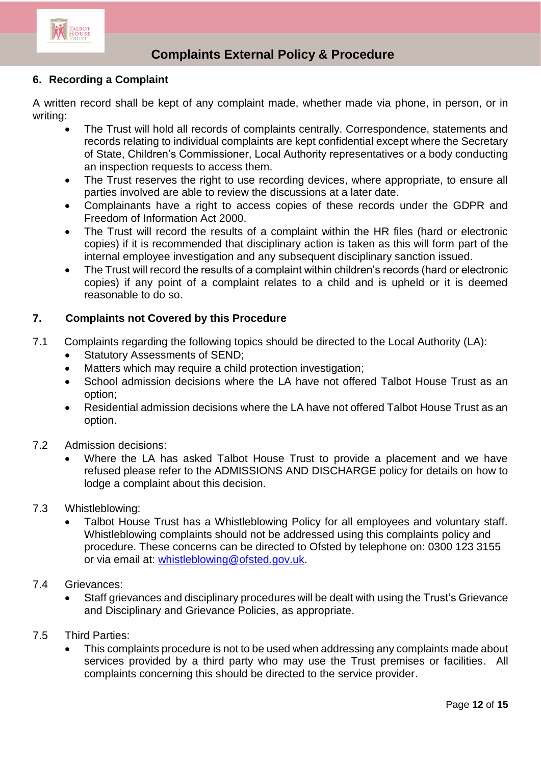## 6. Recording a Complaint

A written record shall be kept of any complaint made, whether made via phone, in person, or in writing:

- The Trust will hold all records of complaints centrally. Correspondence, statements and records relating to individual complaints are kept confidential except where the Secretary of State, Children's Commissioner, Local Authority representatives or a body conducting an inspection requests to access them.
- The Trust reserves the right to use recording devices, where appropriate, to ensure all parties involved are able to review the discussions at a later date.
- Complainants have a right to access copies of these records under the GDPR and Freedom of Information Act 2000.
- The Trust will record the results of a complaint within the HR files (hard or electronic copies) if it is recommended that disciplinary action is taken as this will form part of the internal employee investigation and any subsequent disciplinary sanction issued.
- The Trust will record the results of a complaint within children's records (hard or electronic copies) if any point of a complaint relates to a child and is upheld or it is deemed reasonable to do so.

## 7. Complaints not Covered by this Procedure

7.1 Complaints regarding the following topics should be directed to the Local Authority (LA):

- Statutory Assessments of SEND;
- Matters which may require a child protection investigation;
- School admission decisions where the LA have not offered Talbot House Trust as an option;
- Residential admission decisions where the LA have not offered Talbot House Trust as an option.

7.2 Admission decisions:

- Where the LA has asked Talbot House Trust to provide a placement and we have refused please refer to the ADMISSIONS AND DISCHARGE policy for details on how to lodge a complaint about this decision.

7.3 Whistleblowing:

- Talbot House Trust has a Whistleblowing Policy for all employees and voluntary staff. Whistleblowing complaints should not be addressed using this complaints policy and procedure. These concerns can be directed to Ofsted by telephone on: 0300 123 3155 or via email at: whistleblowing@ofsted.gov.uk.

7.4 Grievances:

- Staff grievances and disciplinary procedures will be dealt with using the Trust's Grievance and Disciplinary and Grievance Policies, as appropriate.

7.5 Third Parties:

- This complaints procedure is not to be used when addressing any complaints made about services provided by a third party who may use the Trust premises or facilities. All complaints concerning this should be directed to the service provider.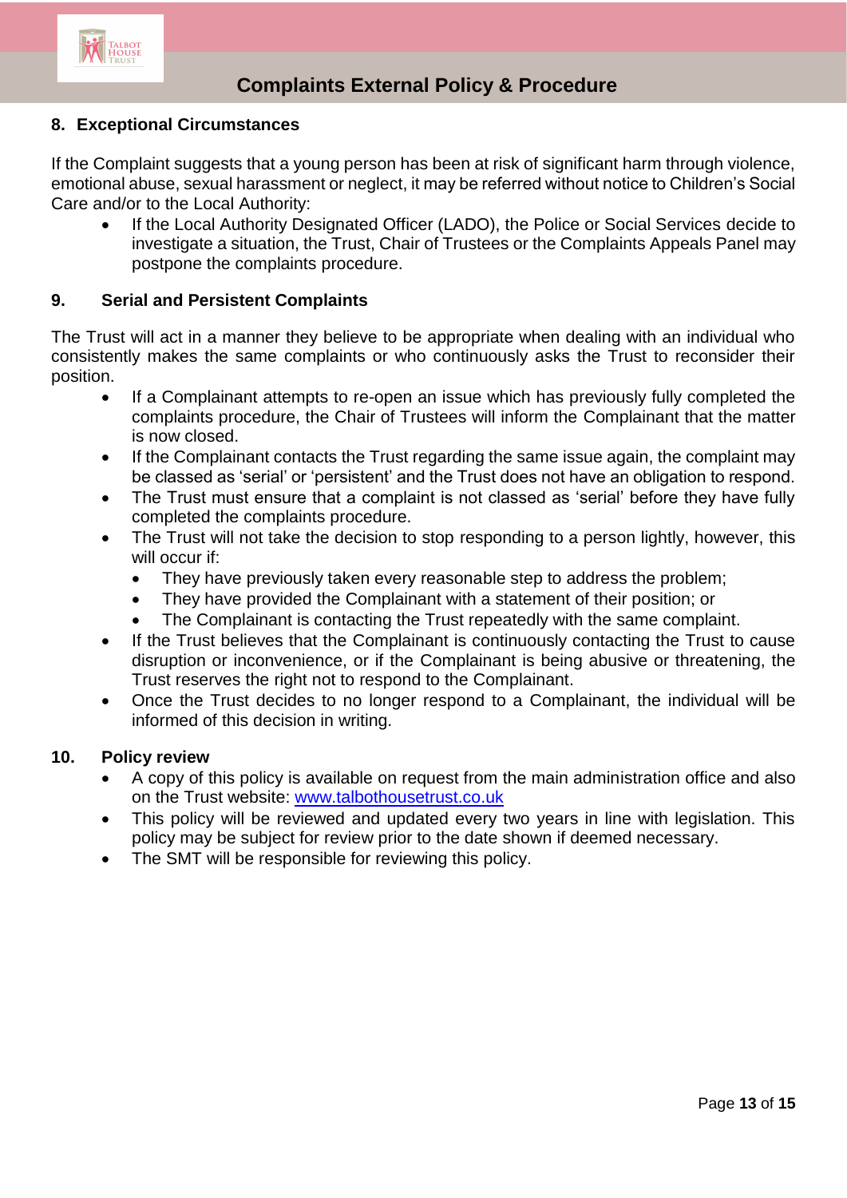## 8. Exceptional Circumstances

If the Complaint suggests that a young person has been at risk of significant harm through violence, emotional abuse, sexual harassment or neglect, it may be referred without notice to Children's Social Care and/or to the Local Authority:

- If the Local Authority Designated Officer (LADO), the Police or Social Services decide to investigate a situation, the Trust, Chair of Trustees or the Complaints Appeals Panel may postpone the complaints procedure.

## 9. Serial and Persistent Complaints

The Trust will act in a manner they believe to be appropriate when dealing with an individual who consistently makes the same complaints or who continuously asks the Trust to reconsider their position.

- If a Complainant attempts to re-open an issue which has previously fully completed the complaints procedure, the Chair of Trustees will inform the Complainant that the matter is now closed.
- If the Complainant contacts the Trust regarding the same issue again, the complaint may be classed as 'serial' or 'persistent' and the Trust does not have an obligation to respond.
- The Trust must ensure that a complaint is not classed as 'serial' before they have fully completed the complaints procedure.
- The Trust will not take the decision to stop responding to a person lightly, however, this will occur if:
  - They have previously taken every reasonable step to address the problem;
  - They have provided the Complainant with a statement of their position; or
  - The Complainant is contacting the Trust repeatedly with the same complaint.
- If the Trust believes that the Complainant is continuously contacting the Trust to cause disruption or inconvenience, or if the Complainant is being abusive or threatening, the Trust reserves the right not to respond to the Complainant.
- Once the Trust decides to no longer respond to a Complainant, the individual will be informed of this decision in writing.

## 10. Policy review

- A copy of this policy is available on request from the main administration office and also on the Trust website: www.talbothousetrust.co.uk
- This policy will be reviewed and updated every two years in line with legislation. This policy may be subject for review prior to the date shown if deemed necessary.
- The SMT will be responsible for reviewing this policy.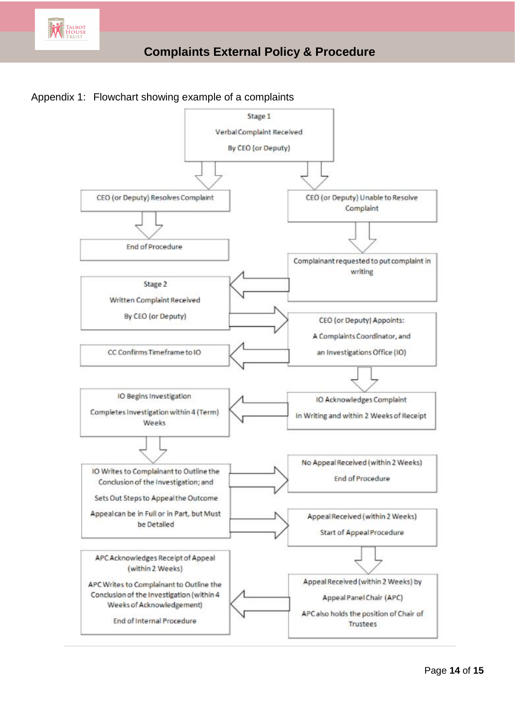Appendix 1: Flowchart showing example of a complaints

Stage 1

Verbal Complaint Received

By CEO (or Deputy)

CEO (or Deputy) Resolves Complaint

End of Procedure

CEO (or Deputy) Unable to Resolve Complaint

Complainant requested to put complaint in writing

Stage 2

Written Complaint Received

By CEO (or Deputy)

CEO (or Deputy) Appoints:

A Complaints Coordinator, and

an Investigations Office (IO)

CC Confirms Timeframe to IO

IO Acknowledges Complaint

In Writing and within 2 Weeks of Receipt

IO Begins Investigation

Completes Investigation within 4 (Term) Weeks

IO Writes to Complainant to Outline the Conclusion of the Investigation; and

Sets Out Steps to Appeal the Outcome

Appeal can be in Full or in Part, but Must be Detailed

No Appeal Received (within 2 Weeks)

End of Procedure

Appeal Received (within 2 Weeks)

Start of Appeal Procedure

Appeal Received (within 2 Weeks) by

Appeal Panel Chair (APC)

APC also holds the position of Chair of Trustees

APC Acknowledges Receipt of Appeal (within 2 Weeks)

APC Writes to Complainant to Outline the Conclusion of the Investigation (within 4 Weeks of Acknowledgement)

End of Internal Procedure